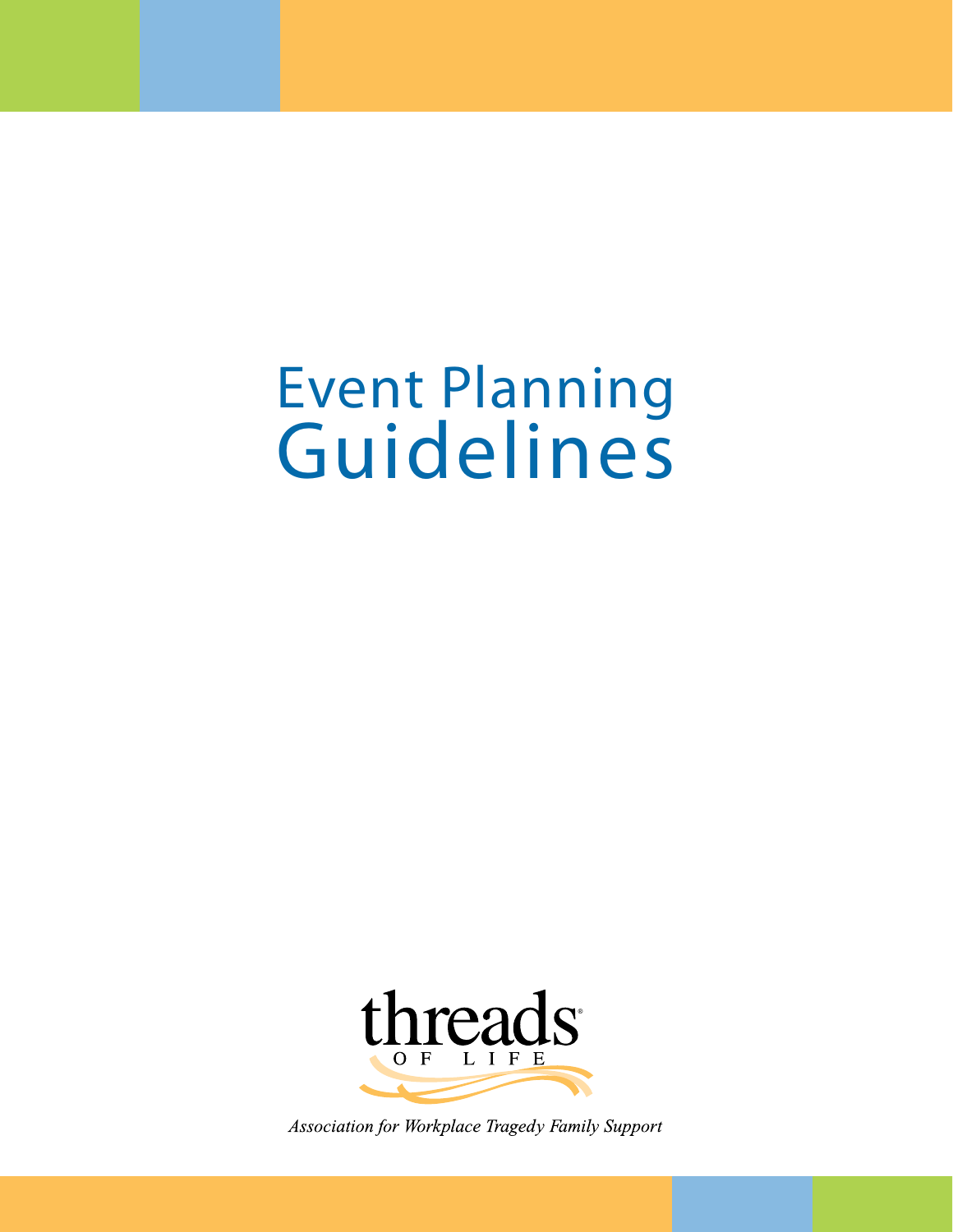# Event Planning Guidelines

threads OF LIFE

*Association for Workplace Tragedy Family Support*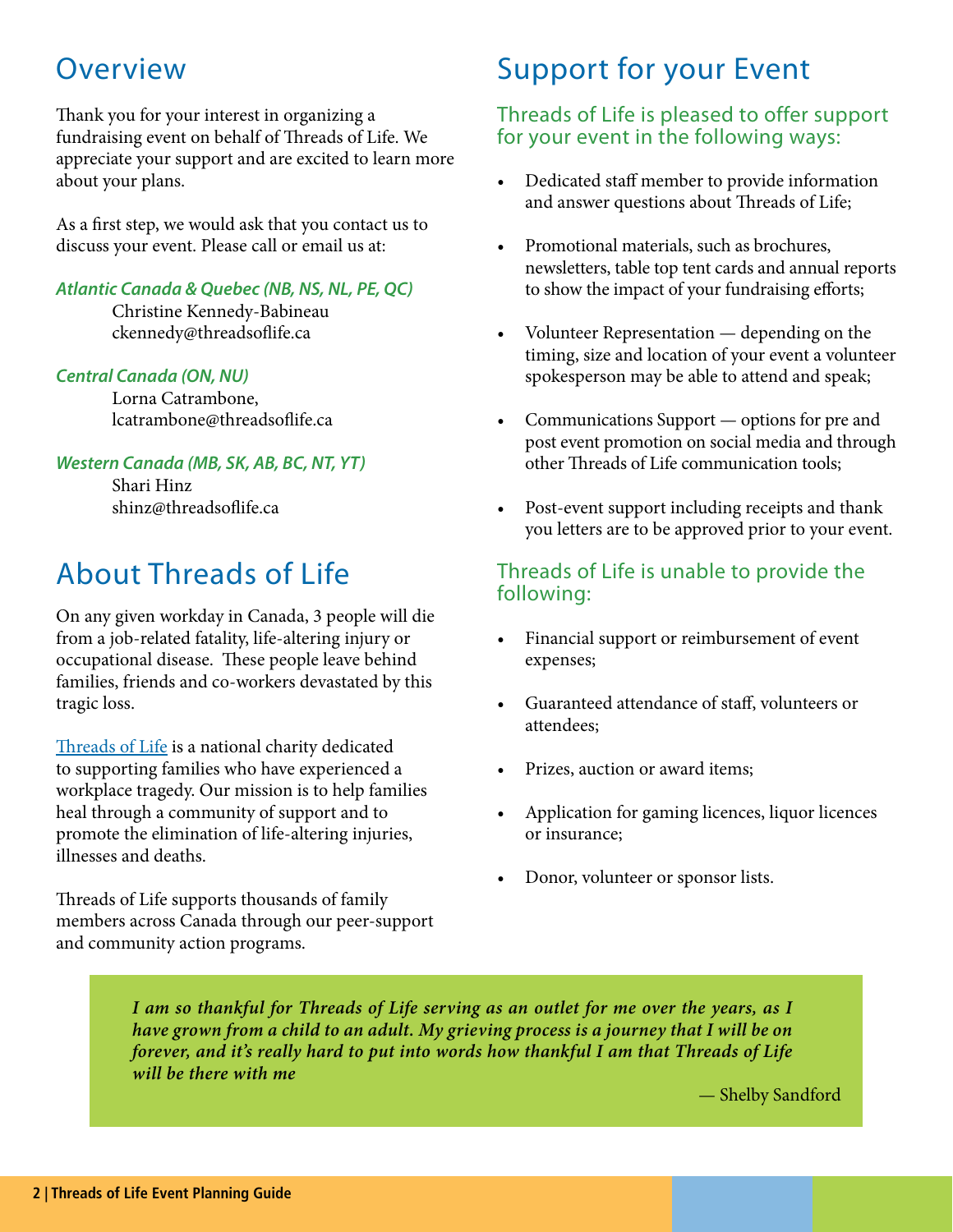## Overview

Thank you for your interest in organizing a fundraising event on behalf of Threads of Life. We appreciate your support and are excited to learn more about your plans.

As a first step, we would ask that you contact us to discuss your event. Please call or email us at:

***Atlantic Canada & Quebec (NB, NS, NL, PE, QC)***
Christine Kennedy-Babineau
ckennedy@threadsoflife.ca

***Central Canada (ON, NU)***
Lorna Catrambone,
lcatrambone@threadsoflife.ca

***Western Canada (MB, SK, AB, BC, NT, YT)***
Shari Hinz
shinz@threadsoflife.ca

## About Threads of Life

On any given workday in Canada, 3 people will die from a job-related fatality, life-altering injury or occupational disease. These people leave behind families, friends and co-workers devastated by this tragic loss.

Threads of Life is a national charity dedicated to supporting families who have experienced a workplace tragedy. Our mission is to help families heal through a community of support and to promote the elimination of life-altering injuries, illnesses and deaths.

Threads of Life supports thousands of family members across Canada through our peer-support and community action programs.

## Support for your Event

### Threads of Life is pleased to offer support for your event in the following ways:

- Dedicated staff member to provide information and answer questions about Threads of Life;
- Promotional materials, such as brochures, newsletters, table top tent cards and annual reports to show the impact of your fundraising efforts;
- Volunteer Representation — depending on the timing, size and location of your event a volunteer spokesperson may be able to attend and speak;
- Communications Support — options for pre and post event promotion on social media and through other Threads of Life communication tools;
- Post-event support including receipts and thank you letters are to be approved prior to your event.

### Threads of Life is unable to provide the following:

- Financial support or reimbursement of event expenses;
- Guaranteed attendance of staff, volunteers or attendees;
- Prizes, auction or award items;
- Application for gaming licences, liquor licences or insurance;
- Donor, volunteer or sponsor lists.

> ***I am so thankful for Threads of Life serving as an outlet for me over the years, as I have grown from a child to an adult. My grieving process is a journey that I will be on forever, and it's really hard to put into words how thankful I am that Threads of Life will be there with me***
>
> — Shelby Sandford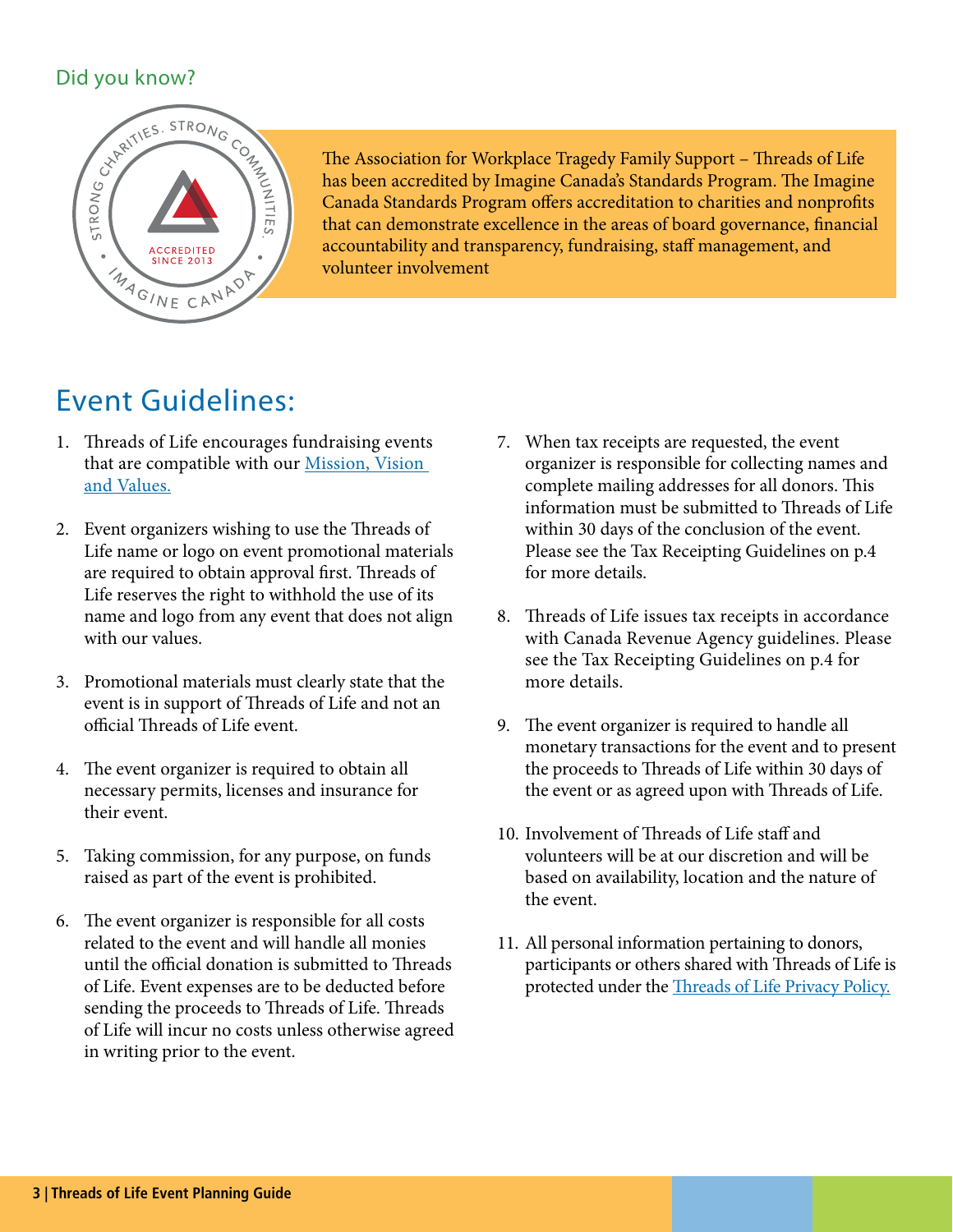Did you know?

The Association for Workplace Tragedy Family Support – Threads of Life has been accredited by Imagine Canada's Standards Program. The Imagine Canada Standards Program offers accreditation to charities and nonprofits that can demonstrate excellence in the areas of board governance, financial accountability and transparency, fundraising, staff management, and volunteer involvement

# Event Guidelines:

1. Threads of Life encourages fundraising events that are compatible with our Mission, Vision and Values.
2. Event organizers wishing to use the Threads of Life name or logo on event promotional materials are required to obtain approval first. Threads of Life reserves the right to withhold the use of its name and logo from any event that does not align with our values.
3. Promotional materials must clearly state that the event is in support of Threads of Life and not an official Threads of Life event.
4. The event organizer is required to obtain all necessary permits, licenses and insurance for their event.
5. Taking commission, for any purpose, on funds raised as part of the event is prohibited.
6. The event organizer is responsible for all costs related to the event and will handle all monies until the official donation is submitted to Threads of Life. Event expenses are to be deducted before sending the proceeds to Threads of Life. Threads of Life will incur no costs unless otherwise agreed in writing prior to the event.
7. When tax receipts are requested, the event organizer is responsible for collecting names and complete mailing addresses for all donors. This information must be submitted to Threads of Life within 30 days of the conclusion of the event. Please see the Tax Receipting Guidelines on p.4 for more details.
8. Threads of Life issues tax receipts in accordance with Canada Revenue Agency guidelines. Please see the Tax Receipting Guidelines on p.4 for more details.
9. The event organizer is required to handle all monetary transactions for the event and to present the proceeds to Threads of Life within 30 days of the event or as agreed upon with Threads of Life.
10. Involvement of Threads of Life staff and volunteers will be at our discretion and will be based on availability, location and the nature of the event.
11. All personal information pertaining to donors, participants or others shared with Threads of Life is protected under the Threads of Life Privacy Policy.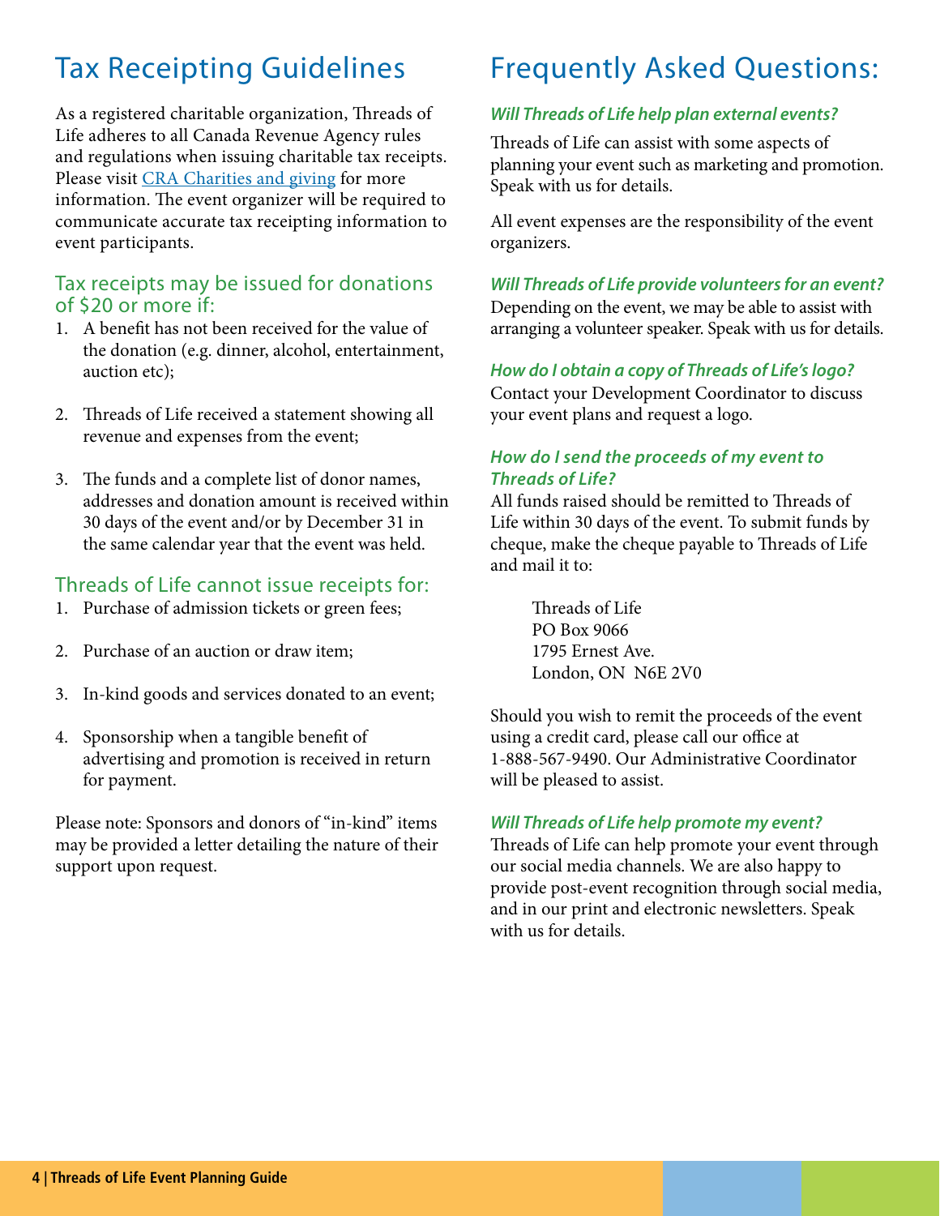# Tax Receipting Guidelines

As a registered charitable organization, Threads of Life adheres to all Canada Revenue Agency rules and regulations when issuing charitable tax receipts. Please visit [CRA Charities and giving]() for more information. The event organizer will be required to communicate accurate tax receipting information to event participants.

## Tax receipts may be issued for donations of $20 or more if:

1. A benefit has not been received for the value of the donation (e.g. dinner, alcohol, entertainment, auction etc);
2. Threads of Life received a statement showing all revenue and expenses from the event;
3. The funds and a complete list of donor names, addresses and donation amount is received within 30 days of the event and/or by December 31 in the same calendar year that the event was held.

## Threads of Life cannot issue receipts for:

1. Purchase of admission tickets or green fees;
2. Purchase of an auction or draw item;
3. In-kind goods and services donated to an event;
4. Sponsorship when a tangible benefit of advertising and promotion is received in return for payment.

Please note: Sponsors and donors of "in-kind" items may be provided a letter detailing the nature of their support upon request.

# Frequently Asked Questions:

***Will Threads of Life help plan external events?***

Threads of Life can assist with some aspects of planning your event such as marketing and promotion. Speak with us for details.

All event expenses are the responsibility of the event organizers.

***Will Threads of Life provide volunteers for an event?***

Depending on the event, we may be able to assist with arranging a volunteer speaker. Speak with us for details.

***How do I obtain a copy of Threads of Life's logo?***

Contact your Development Coordinator to discuss your event plans and request a logo.

***How do I send the proceeds of my event to Threads of Life?***

All funds raised should be remitted to Threads of Life within 30 days of the event. To submit funds by cheque, make the cheque payable to Threads of Life and mail it to:

Threads of Life
PO Box 9066
1795 Ernest Ave.
London, ON N6E 2V0

Should you wish to remit the proceeds of the event using a credit card, please call our office at 1-888-567-9490. Our Administrative Coordinator will be pleased to assist.

***Will Threads of Life help promote my event?***

Threads of Life can help promote your event through our social media channels. We are also happy to provide post-event recognition through social media, and in our print and electronic newsletters. Speak with us for details.